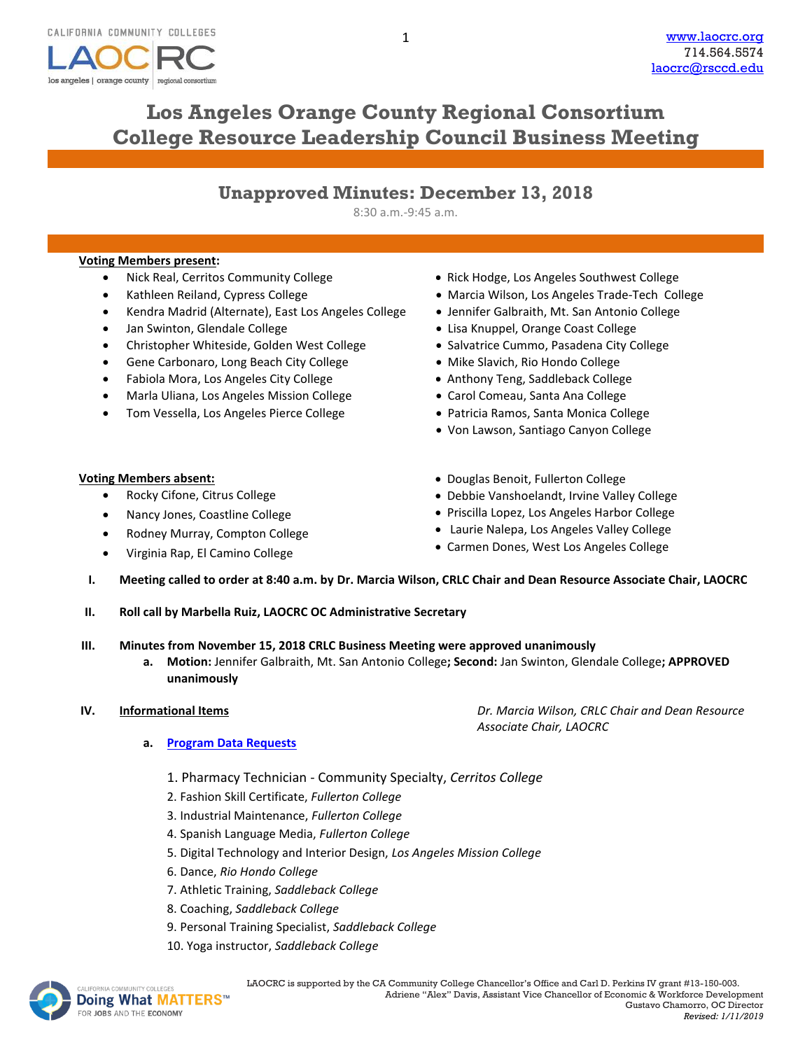# Los Angeles Orange County Regional Consortium
# College Resource Leadership Council Business Meeting

## Unapproved Minutes: December 13, 2018

8:30 a.m.-9:45 a.m.

**Voting Members present:**

- Nick Real, Cerritos Community College
- Kathleen Reiland, Cypress College
- Kendra Madrid (Alternate), East Los Angeles College
- Jan Swinton, Glendale College
- Christopher Whiteside, Golden West College
- Gene Carbonaro, Long Beach City College
- Fabiola Mora, Los Angeles City College
- Marla Uliana, Los Angeles Mission College
- Tom Vessella, Los Angeles Pierce College
- Rick Hodge, Los Angeles Southwest College
- Marcia Wilson, Los Angeles Trade-Tech College
- Jennifer Galbraith, Mt. San Antonio College
- Lisa Knuppel, Orange Coast College
- Salvatrice Cummo, Pasadena City College
- Mike Slavich, Rio Hondo College
- Anthony Teng, Saddleback College
- Carol Comeau, Santa Ana College
- Patricia Ramos, Santa Monica College
- Von Lawson, Santiago Canyon College

**Voting Members absent:**

- Rocky Cifone, Citrus College
- Nancy Jones, Coastline College
- Rodney Murray, Compton College
- Virginia Rap, El Camino College
- Douglas Benoit, Fullerton College
- Debbie Vanshoelandt, Irvine Valley College
- Priscilla Lopez, Los Angeles Harbor College
- Laurie Nalepa, Los Angeles Valley College
- Carmen Dones, West Los Angeles College

**I. Meeting called to order at 8:40 a.m. by Dr. Marcia Wilson, CRLC Chair and Dean Resource Associate Chair, LAOCRC**

**II. Roll call by Marbella Ruiz, LAOCRC OC Administrative Secretary**

**III. Minutes from November 15, 2018 CRLC Business Meeting were approved unanimously**

a. **Motion:** Jennifer Galbraith, Mt. San Antonio College**; Second:** Jan Swinton, Glendale College**; APPROVED unanimously**

**IV. Informational Items** — *Dr. Marcia Wilson, CRLC Chair and Dean Resource Associate Chair, LAOCRC*

a. **Program Data Requests**

1. Pharmacy Technician - Community Specialty, *Cerritos College*
2. Fashion Skill Certificate, *Fullerton College*
3. Industrial Maintenance, *Fullerton College*
4. Spanish Language Media, *Fullerton College*
5. Digital Technology and Interior Design, *Los Angeles Mission College*
6. Dance, *Rio Hondo College*
7. Athletic Training, *Saddleback College*
8. Coaching, *Saddleback College*
9. Personal Training Specialist, *Saddleback College*
10. Yoga instructor, *Saddleback College*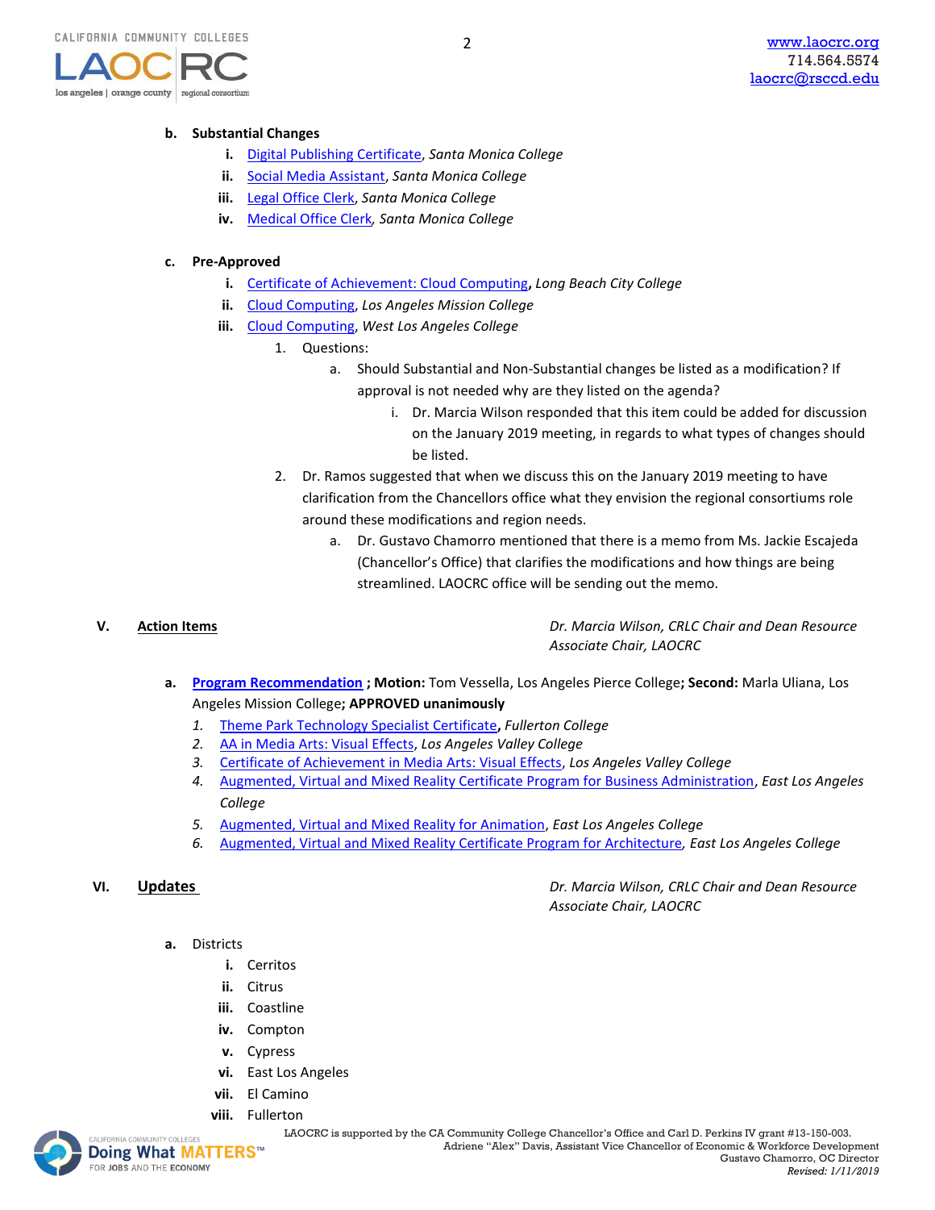b. **Substantial Changes**
   i. Digital Publishing Certificate, *Santa Monica College*
   ii. Social Media Assistant, *Santa Monica College*
   iii. Legal Office Clerk, *Santa Monica College*
   iv. Medical Office Clerk, *Santa Monica College*

c. **Pre-Approved**
   i. Certificate of Achievement: Cloud Computing**,** *Long Beach City College*
   ii. Cloud Computing, *Los Angeles Mission College*
   iii. Cloud Computing, *West Los Angeles College*
      1. Questions:
         a. Should Substantial and Non-Substantial changes be listed as a modification? If approval is not needed why are they listed on the agenda?
            i. Dr. Marcia Wilson responded that this item could be added for discussion on the January 2019 meeting, in regards to what types of changes should be listed.
      2. Dr. Ramos suggested that when we discuss this on the January 2019 meeting to have clarification from the Chancellors office what they envision the regional consortiums role around these modifications and region needs.
         a. Dr. Gustavo Chamorro mentioned that there is a memo from Ms. Jackie Escajeda (Chancellor's Office) that clarifies the modifications and how things are being streamlined. LAOCRC office will be sending out the memo.

## V. Action Items

*Dr. Marcia Wilson, CRLC Chair and Dean Resource Associate Chair, LAOCRC*

a. **Program Recommendation ; Motion:** Tom Vessella, Los Angeles Pierce College**; Second:** Marla Uliana, Los Angeles Mission College**; APPROVED unanimously**
   1. Theme Park Technology Specialist Certificate**,** *Fullerton College*
   2. AA in Media Arts: Visual Effects, *Los Angeles Valley College*
   3. Certificate of Achievement in Media Arts: Visual Effects, *Los Angeles Valley College*
   4. Augmented, Virtual and Mixed Reality Certificate Program for Business Administration, *East Los Angeles College*
   5. Augmented, Virtual and Mixed Reality for Animation, *East Los Angeles College*
   6. Augmented, Virtual and Mixed Reality Certificate Program for Architecture, *East Los Angeles College*

## VI. Updates

*Dr. Marcia Wilson, CRLC Chair and Dean Resource Associate Chair, LAOCRC*

a. Districts
   i. Cerritos
   ii. Citrus
   iii. Coastline
   iv. Compton
   v. Cypress
   vi. East Los Angeles
   vii. El Camino
   viii. Fullerton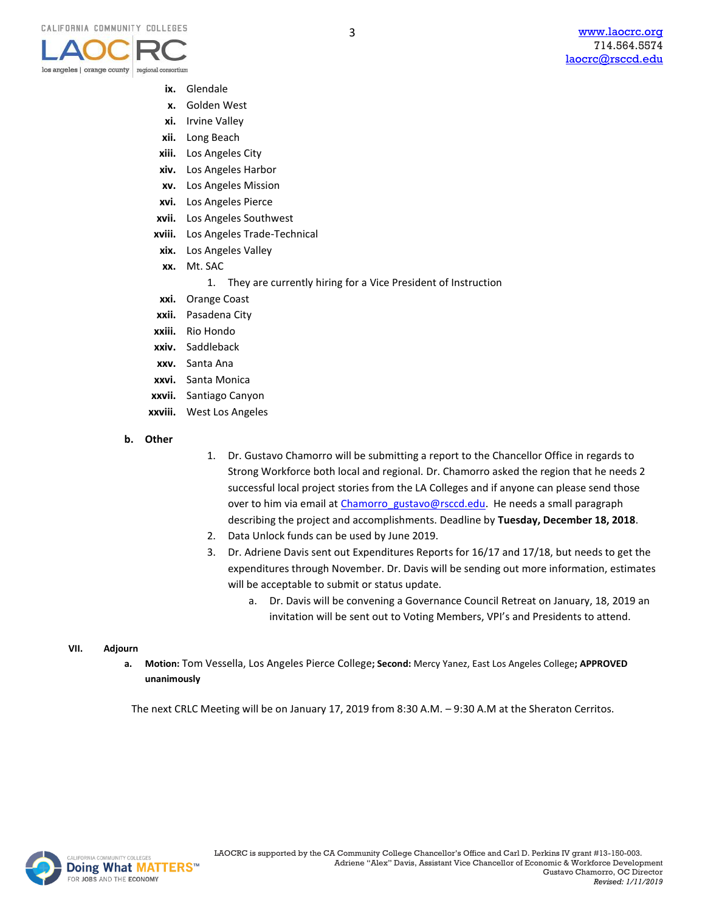ix. Glendale
x. Golden West
xi. Irvine Valley
xii. Long Beach
xiii. Los Angeles City
xiv. Los Angeles Harbor
xv. Los Angeles Mission
xvi. Los Angeles Pierce
xvii. Los Angeles Southwest
xviii. Los Angeles Trade-Technical
xix. Los Angeles Valley
xx. Mt. SAC
    1. They are currently hiring for a Vice President of Instruction
xxi. Orange Coast
xxii. Pasadena City
xxiii. Rio Hondo
xxiv. Saddleback
xxv. Santa Ana
xxvi. Santa Monica
xxvii. Santiago Canyon
xxviii. West Los Angeles

**b. Other**

1. Dr. Gustavo Chamorro will be submitting a report to the Chancellor Office in regards to Strong Workforce both local and regional. Dr. Chamorro asked the region that he needs 2 successful local project stories from the LA Colleges and if anyone can please send those over to him via email at Chamorro_gustavo@rsccd.edu. He needs a small paragraph describing the project and accomplishments. Deadline by **Tuesday, December 18, 2018**.
2. Data Unlock funds can be used by June 2019.
3. Dr. Adriene Davis sent out Expenditures Reports for 16/17 and 17/18, but needs to get the expenditures through November. Dr. Davis will be sending out more information, estimates will be acceptable to submit or status update.
    a. Dr. Davis will be convening a Governance Council Retreat on January, 18, 2019 an invitation will be sent out to Voting Members, VPI's and Presidents to attend.

**VII. Adjourn**

a. **Motion:** Tom Vessella, Los Angeles Pierce College**; Second:** Mercy Yanez, East Los Angeles College**; APPROVED unanimously**

The next CRLC Meeting will be on January 17, 2019 from 8:30 A.M. – 9:30 A.M at the Sheraton Cerritos.

LAOCRC is supported by the CA Community College Chancellor's Office and Carl D. Perkins IV grant #13-150-003.
Adriene "Alex" Davis, Assistant Vice Chancellor of Economic & Workforce Development
Gustavo Chamorro, OC Director
*Revised: 1/11/2019*